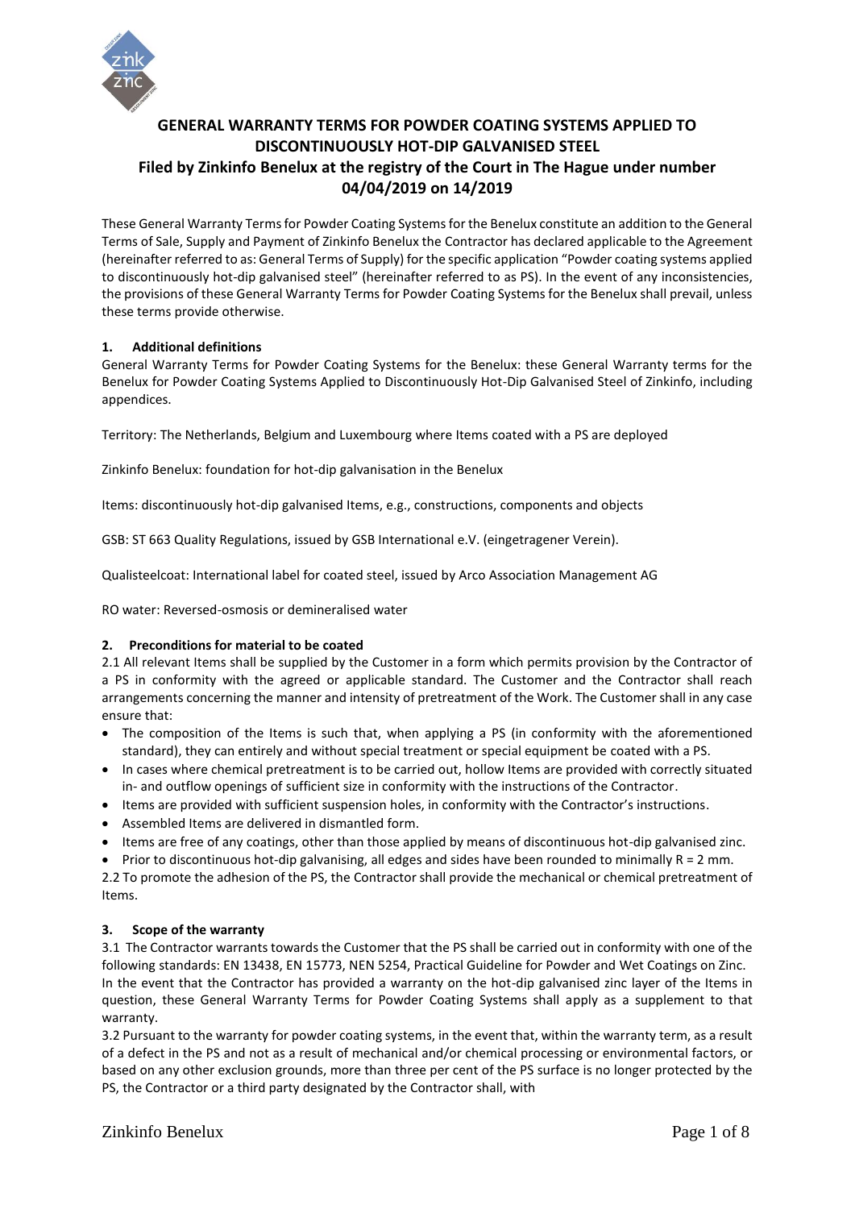# GENERAL WARRANTY TERMS FOR POWDER COATING SYSTEMS APPLIED TO DISCONTINUOUSLY HOT-DIP GALVANISED STEEL
## Filed by Zinkinfo Benelux at the registry of the Court in The Hague under number 04/04/2019 on 14/2019

These General Warranty Terms for Powder Coating Systems for the Benelux constitute an addition to the General Terms of Sale, Supply and Payment of Zinkinfo Benelux the Contractor has declared applicable to the Agreement (hereinafter referred to as: General Terms of Supply) for the specific application "Powder coating systems applied to discontinuously hot-dip galvanised steel" (hereinafter referred to as PS). In the event of any inconsistencies, the provisions of these General Warranty Terms for Powder Coating Systems for the Benelux shall prevail, unless these terms provide otherwise.

### 1. Additional definitions

General Warranty Terms for Powder Coating Systems for the Benelux: these General Warranty terms for the Benelux for Powder Coating Systems Applied to Discontinuously Hot-Dip Galvanised Steel of Zinkinfo, including appendices.

Territory: The Netherlands, Belgium and Luxembourg where Items coated with a PS are deployed

Zinkinfo Benelux: foundation for hot-dip galvanisation in the Benelux

Items: discontinuously hot-dip galvanised Items, e.g., constructions, components and objects

GSB: ST 663 Quality Regulations, issued by GSB International e.V. (eingetragener Verein).

Qualisteelcoat: International label for coated steel, issued by Arco Association Management AG

RO water: Reversed-osmosis or demineralised water

### 2. Preconditions for material to be coated

2.1 All relevant Items shall be supplied by the Customer in a form which permits provision by the Contractor of a PS in conformity with the agreed or applicable standard. The Customer and the Contractor shall reach arrangements concerning the manner and intensity of pretreatment of the Work. The Customer shall in any case ensure that:

- The composition of the Items is such that, when applying a PS (in conformity with the aforementioned standard), they can entirely and without special treatment or special equipment be coated with a PS.
- In cases where chemical pretreatment is to be carried out, hollow Items are provided with correctly situated in- and outflow openings of sufficient size in conformity with the instructions of the Contractor.
- Items are provided with sufficient suspension holes, in conformity with the Contractor's instructions.
- Assembled Items are delivered in dismantled form.
- Items are free of any coatings, other than those applied by means of discontinuous hot-dip galvanised zinc.
- Prior to discontinuous hot-dip galvanising, all edges and sides have been rounded to minimally R = 2 mm.

2.2 To promote the adhesion of the PS, the Contractor shall provide the mechanical or chemical pretreatment of Items.

### 3. Scope of the warranty

3.1 The Contractor warrants towards the Customer that the PS shall be carried out in conformity with one of the following standards: EN 13438, EN 15773, NEN 5254, Practical Guideline for Powder and Wet Coatings on Zinc.
In the event that the Contractor has provided a warranty on the hot-dip galvanised zinc layer of the Items in question, these General Warranty Terms for Powder Coating Systems shall apply as a supplement to that warranty.

3.2 Pursuant to the warranty for powder coating systems, in the event that, within the warranty term, as a result of a defect in the PS and not as a result of mechanical and/or chemical processing or environmental factors, or based on any other exclusion grounds, more than three per cent of the PS surface is no longer protected by the PS, the Contractor or a third party designated by the Contractor shall, with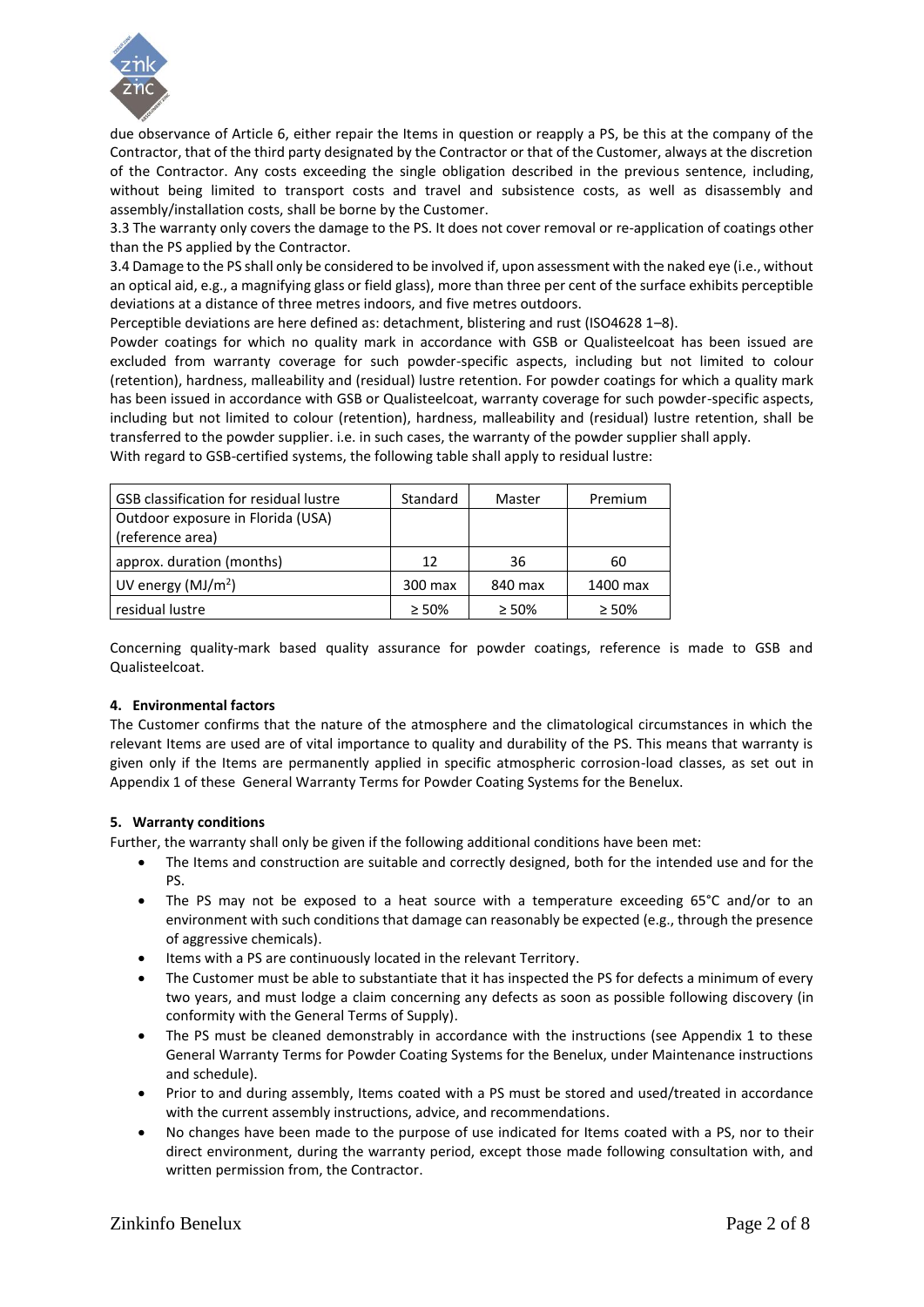due observance of Article 6, either repair the Items in question or reapply a PS, be this at the company of the Contractor, that of the third party designated by the Contractor or that of the Customer, always at the discretion of the Contractor. Any costs exceeding the single obligation described in the previous sentence, including, without being limited to transport costs and travel and subsistence costs, as well as disassembly and assembly/installation costs, shall be borne by the Customer.

3.3 The warranty only covers the damage to the PS. It does not cover removal or re-application of coatings other than the PS applied by the Contractor.

3.4 Damage to the PS shall only be considered to be involved if, upon assessment with the naked eye (i.e., without an optical aid, e.g., a magnifying glass or field glass), more than three per cent of the surface exhibits perceptible deviations at a distance of three metres indoors, and five metres outdoors.

Perceptible deviations are here defined as: detachment, blistering and rust (ISO4628 1–8).

Powder coatings for which no quality mark in accordance with GSB or Qualisteelcoat has been issued are excluded from warranty coverage for such powder-specific aspects, including but not limited to colour (retention), hardness, malleability and (residual) lustre retention. For powder coatings for which a quality mark has been issued in accordance with GSB or Qualisteelcoat, warranty coverage for such powder-specific aspects, including but not limited to colour (retention), hardness, malleability and (residual) lustre retention, shall be transferred to the powder supplier. i.e. in such cases, the warranty of the powder supplier shall apply.

With regard to GSB-certified systems, the following table shall apply to residual lustre:

| GSB classification for residual lustre | Standard | Master | Premium |
|---|---|---|---|
| Outdoor exposure in Florida (USA) (reference area) | | | |
| approx. duration (months) | 12 | 36 | 60 |
| UV energy ($MJ/m^2$) | 300 max | 840 max | 1400 max |
| residual lustre | ≥ 50% | ≥ 50% | ≥ 50% |

Concerning quality-mark based quality assurance for powder coatings, reference is made to GSB and Qualisteelcoat.

### 4. Environmental factors

The Customer confirms that the nature of the atmosphere and the climatological circumstances in which the relevant Items are used are of vital importance to quality and durability of the PS. This means that warranty is given only if the Items are permanently applied in specific atmospheric corrosion-load classes, as set out in Appendix 1 of these General Warranty Terms for Powder Coating Systems for the Benelux.

### 5. Warranty conditions

Further, the warranty shall only be given if the following additional conditions have been met:

- The Items and construction are suitable and correctly designed, both for the intended use and for the PS.
- The PS may not be exposed to a heat source with a temperature exceeding 65°C and/or to an environment with such conditions that damage can reasonably be expected (e.g., through the presence of aggressive chemicals).
- Items with a PS are continuously located in the relevant Territory.
- The Customer must be able to substantiate that it has inspected the PS for defects a minimum of every two years, and must lodge a claim concerning any defects as soon as possible following discovery (in conformity with the General Terms of Supply).
- The PS must be cleaned demonstrably in accordance with the instructions (see Appendix 1 to these General Warranty Terms for Powder Coating Systems for the Benelux, under Maintenance instructions and schedule).
- Prior to and during assembly, Items coated with a PS must be stored and used/treated in accordance with the current assembly instructions, advice, and recommendations.
- No changes have been made to the purpose of use indicated for Items coated with a PS, nor to their direct environment, during the warranty period, except those made following consultation with, and written permission from, the Contractor.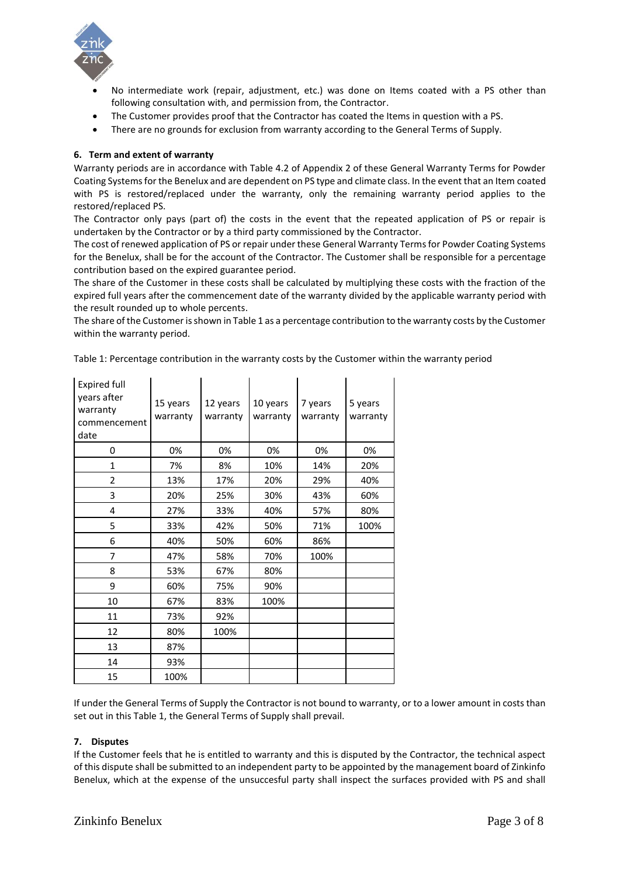- No intermediate work (repair, adjustment, etc.) was done on Items coated with a PS other than following consultation with, and permission from, the Contractor.
- The Customer provides proof that the Contractor has coated the Items in question with a PS.
- There are no grounds for exclusion from warranty according to the General Terms of Supply.

### 6. Term and extent of warranty

Warranty periods are in accordance with Table 4.2 of Appendix 2 of these General Warranty Terms for Powder Coating Systems for the Benelux and are dependent on PS type and climate class. In the event that an Item coated with PS is restored/replaced under the warranty, only the remaining warranty period applies to the restored/replaced PS.

The Contractor only pays (part of) the costs in the event that the repeated application of PS or repair is undertaken by the Contractor or by a third party commissioned by the Contractor.

The cost of renewed application of PS or repair under these General Warranty Terms for Powder Coating Systems for the Benelux, shall be for the account of the Contractor. The Customer shall be responsible for a percentage contribution based on the expired guarantee period.

The share of the Customer in these costs shall be calculated by multiplying these costs with the fraction of the expired full years after the commencement date of the warranty divided by the applicable warranty period with the result rounded up to whole percents.

The share of the Customer is shown in Table 1 as a percentage contribution to the warranty costs by the Customer within the warranty period.

Table 1: Percentage contribution in the warranty costs by the Customer within the warranty period

| Expired full years after warranty commencement date | 15 years warranty | 12 years warranty | 10 years warranty | 7 years warranty | 5 years warranty |
|---|---|---|---|---|---|
| 0 | 0% | 0% | 0% | 0% | 0% |
| 1 | 7% | 8% | 10% | 14% | 20% |
| 2 | 13% | 17% | 20% | 29% | 40% |
| 3 | 20% | 25% | 30% | 43% | 60% |
| 4 | 27% | 33% | 40% | 57% | 80% |
| 5 | 33% | 42% | 50% | 71% | 100% |
| 6 | 40% | 50% | 60% | 86% | |
| 7 | 47% | 58% | 70% | 100% | |
| 8 | 53% | 67% | 80% | | |
| 9 | 60% | 75% | 90% | | |
| 10 | 67% | 83% | 100% | | |
| 11 | 73% | 92% | | | |
| 12 | 80% | 100% | | | |
| 13 | 87% | | | | |
| 14 | 93% | | | | |
| 15 | 100% | | | | |

If under the General Terms of Supply the Contractor is not bound to warranty, or to a lower amount in costs than set out in this Table 1, the General Terms of Supply shall prevail.

### 7. Disputes

If the Customer feels that he is entitled to warranty and this is disputed by the Contractor, the technical aspect of this dispute shall be submitted to an independent party to be appointed by the management board of Zinkinfo Benelux, which at the expense of the unsuccesful party shall inspect the surfaces provided with PS and shall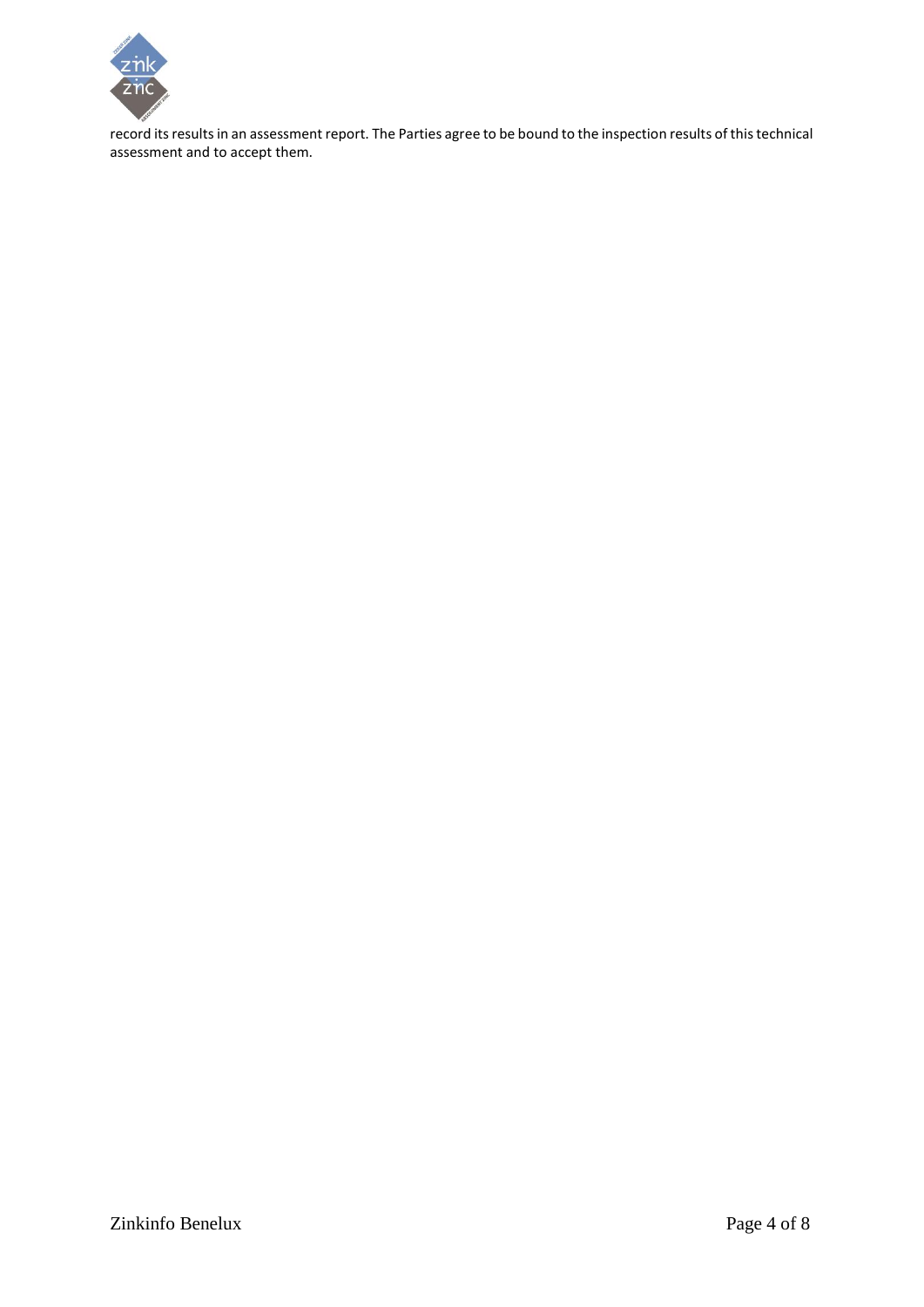record its results in an assessment report. The Parties agree to be bound to the inspection results of this technical assessment and to accept them.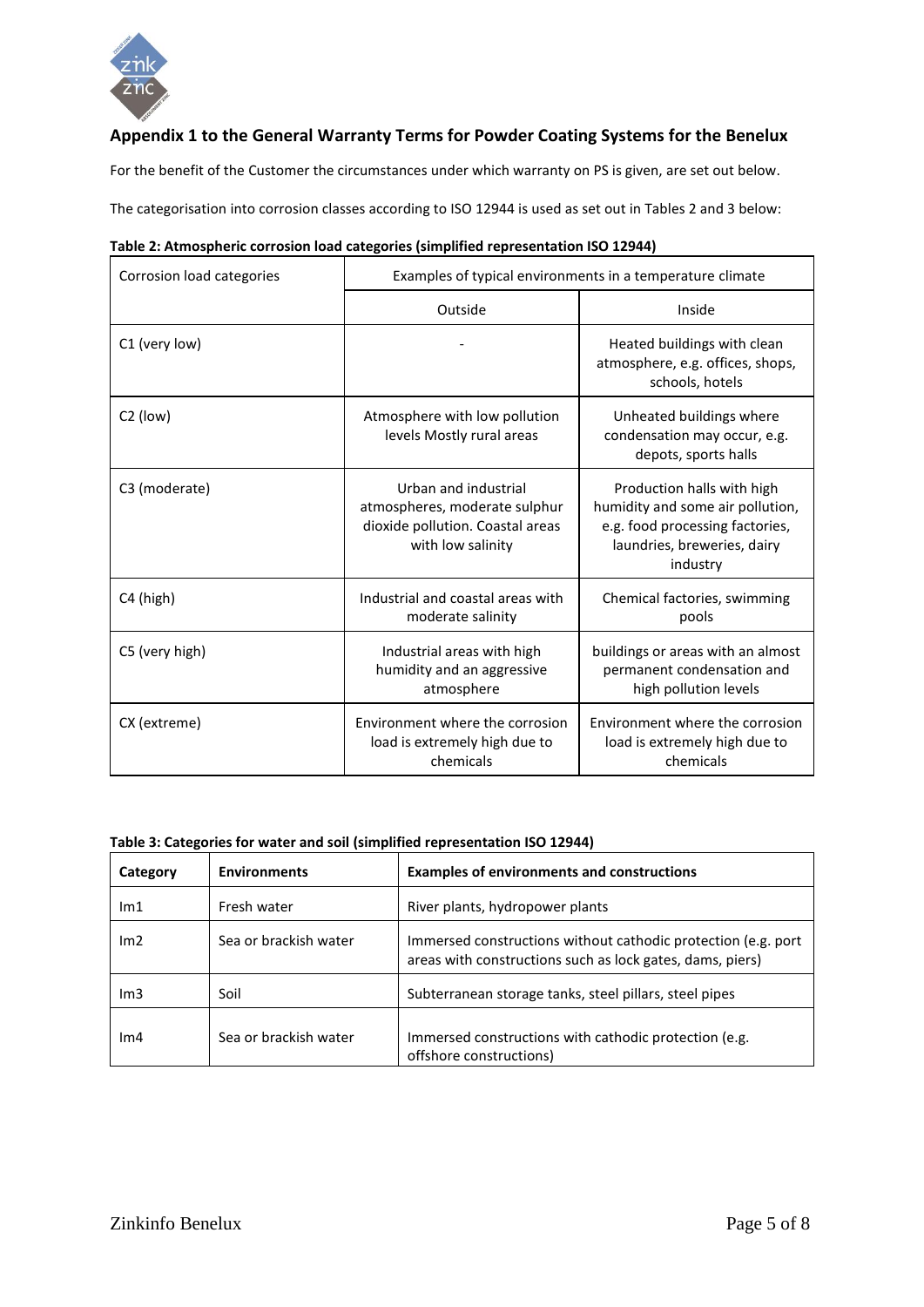## Appendix 1 to the General Warranty Terms for Powder Coating Systems for the Benelux

For the benefit of the Customer the circumstances under which warranty on PS is given, are set out below.

The categorisation into corrosion classes according to ISO 12944 is used as set out in Tables 2 and 3 below:

**Table 2: Atmospheric corrosion load categories (simplified representation ISO 12944)**

| Corrosion load categories | Examples of typical environments in a temperature climate | |
|---|---|---|
| | Outside | Inside |
| C1 (very low) | - | Heated buildings with clean atmosphere, e.g. offices, shops, schools, hotels |
| C2 (low) | Atmosphere with low pollution levels Mostly rural areas | Unheated buildings where condensation may occur, e.g. depots, sports halls |
| C3 (moderate) | Urban and industrial atmospheres, moderate sulphur dioxide pollution. Coastal areas with low salinity | Production halls with high humidity and some air pollution, e.g. food processing factories, laundries, breweries, dairy industry |
| C4 (high) | Industrial and coastal areas with moderate salinity | Chemical factories, swimming pools |
| C5 (very high) | Industrial areas with high humidity and an aggressive atmosphere | buildings or areas with an almost permanent condensation and high pollution levels |
| CX (extreme) | Environment where the corrosion load is extremely high due to chemicals | Environment where the corrosion load is extremely high due to chemicals |

**Table 3: Categories for water and soil (simplified representation ISO 12944)**

| Category | Environments | Examples of environments and constructions |
|---|---|---|
| Im1 | Fresh water | River plants, hydropower plants |
| Im2 | Sea or brackish water | Immersed constructions without cathodic protection (e.g. port areas with constructions such as lock gates, dams, piers) |
| Im3 | Soil | Subterranean storage tanks, steel pillars, steel pipes |
| Im4 | Sea or brackish water | Immersed constructions with cathodic protection (e.g. offshore constructions) |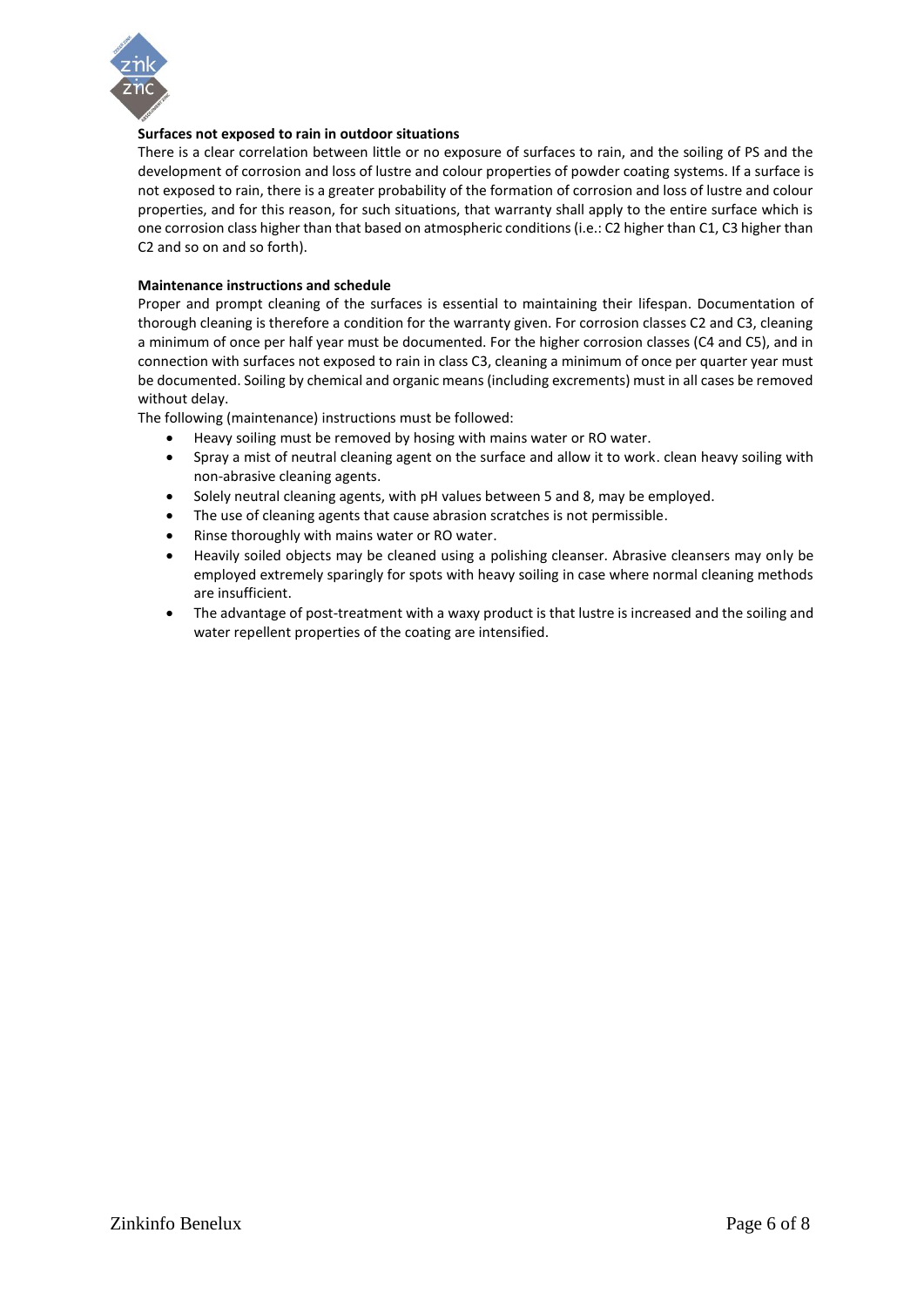**Surfaces not exposed to rain in outdoor situations**

There is a clear correlation between little or no exposure of surfaces to rain, and the soiling of PS and the development of corrosion and loss of lustre and colour properties of powder coating systems. If a surface is not exposed to rain, there is a greater probability of the formation of corrosion and loss of lustre and colour properties, and for this reason, for such situations, that warranty shall apply to the entire surface which is one corrosion class higher than that based on atmospheric conditions (i.e.: C2 higher than C1, C3 higher than C2 and so on and so forth).

**Maintenance instructions and schedule**

Proper and prompt cleaning of the surfaces is essential to maintaining their lifespan. Documentation of thorough cleaning is therefore a condition for the warranty given. For corrosion classes C2 and C3, cleaning a minimum of once per half year must be documented. For the higher corrosion classes (C4 and C5), and in connection with surfaces not exposed to rain in class C3, cleaning a minimum of once per quarter year must be documented. Soiling by chemical and organic means (including excrements) must in all cases be removed without delay.

The following (maintenance) instructions must be followed:

- Heavy soiling must be removed by hosing with mains water or RO water.
- Spray a mist of neutral cleaning agent on the surface and allow it to work. clean heavy soiling with non-abrasive cleaning agents.
- Solely neutral cleaning agents, with pH values between 5 and 8, may be employed.
- The use of cleaning agents that cause abrasion scratches is not permissible.
- Rinse thoroughly with mains water or RO water.
- Heavily soiled objects may be cleaned using a polishing cleanser. Abrasive cleansers may only be employed extremely sparingly for spots with heavy soiling in case where normal cleaning methods are insufficient.
- The advantage of post-treatment with a waxy product is that lustre is increased and the soiling and water repellent properties of the coating are intensified.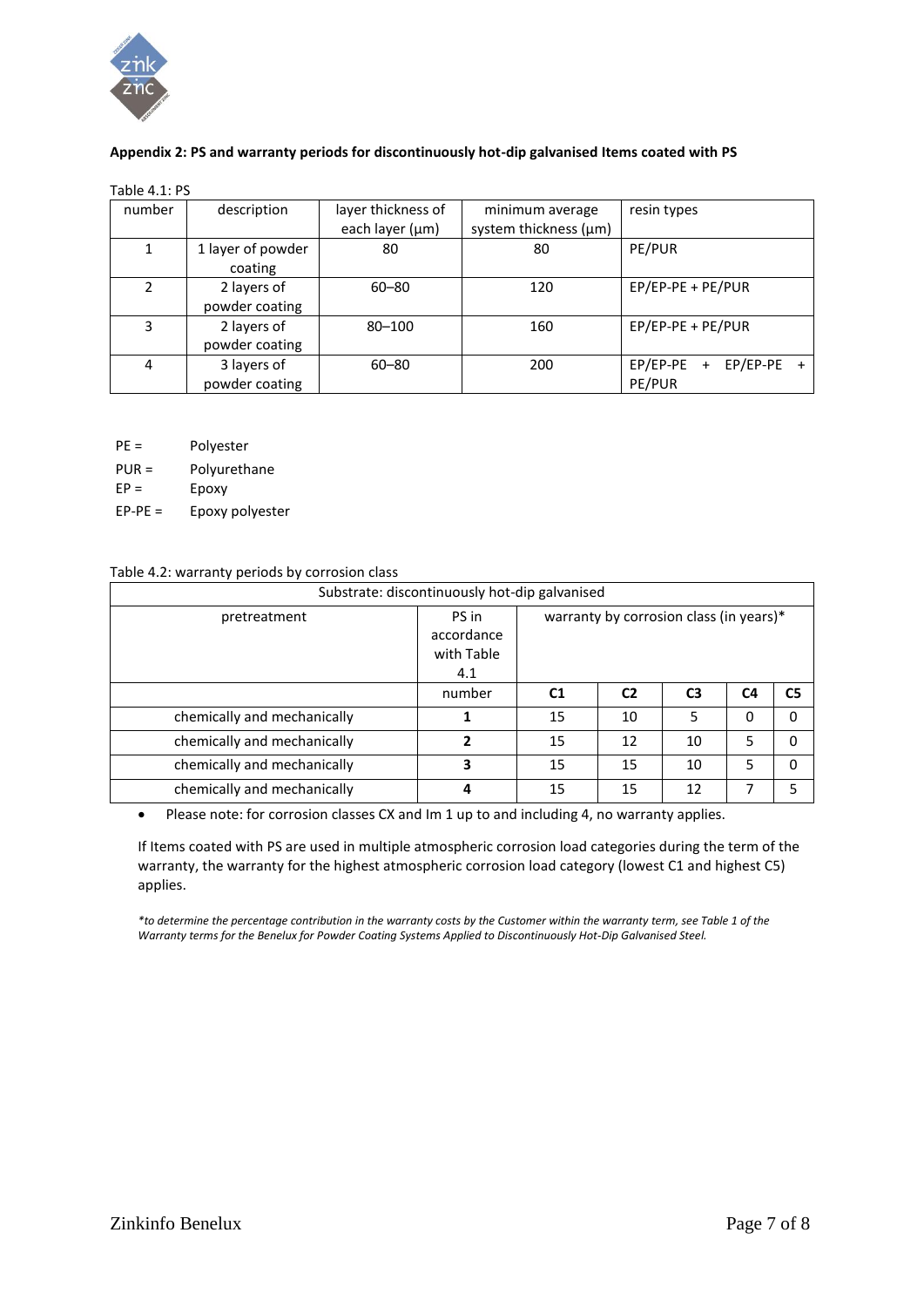**Appendix 2: PS and warranty periods for discontinuously hot-dip galvanised Items coated with PS**

Table 4.1: PS

| number | description | layer thickness of each layer (µm) | minimum average system thickness (µm) | resin types |
|---|---|---|---|---|
| 1 | 1 layer of powder coating | 80 | 80 | PE/PUR |
| 2 | 2 layers of powder coating | 60–80 | 120 | EP/EP-PE + PE/PUR |
| 3 | 2 layers of powder coating | 80–100 | 160 | EP/EP-PE + PE/PUR |
| 4 | 3 layers of powder coating | 60–80 | 200 | EP/EP-PE + EP/EP-PE + PE/PUR |

PE = Polyester
PUR = Polyurethane
EP = Epoxy
EP-PE = Epoxy polyester

Table 4.2: warranty periods by corrosion class

| Substrate: discontinuously hot-dip galvanised | | | | | | |
|---|---|---|---|---|---|---|
| pretreatment | PS in accordance with Table 4.1 | warranty by corrosion class (in years)* | | | | |
| | number | **C1** | **C2** | **C3** | **C4** | **C5** |
| chemically and mechanically | **1** | 15 | 10 | 5 | 0 | 0 |
| chemically and mechanically | **2** | 15 | 12 | 10 | 5 | 0 |
| chemically and mechanically | **3** | 15 | 15 | 10 | 5 | 0 |
| chemically and mechanically | **4** | 15 | 15 | 12 | 7 | 5 |

- Please note: for corrosion classes CX and Im 1 up to and including 4, no warranty applies.

If Items coated with PS are used in multiple atmospheric corrosion load categories during the term of the warranty, the warranty for the highest atmospheric corrosion load category (lowest C1 and highest C5) applies.

*\*to determine the percentage contribution in the warranty costs by the Customer within the warranty term, see Table 1 of the Warranty terms for the Benelux for Powder Coating Systems Applied to Discontinuously Hot-Dip Galvanised Steel.*